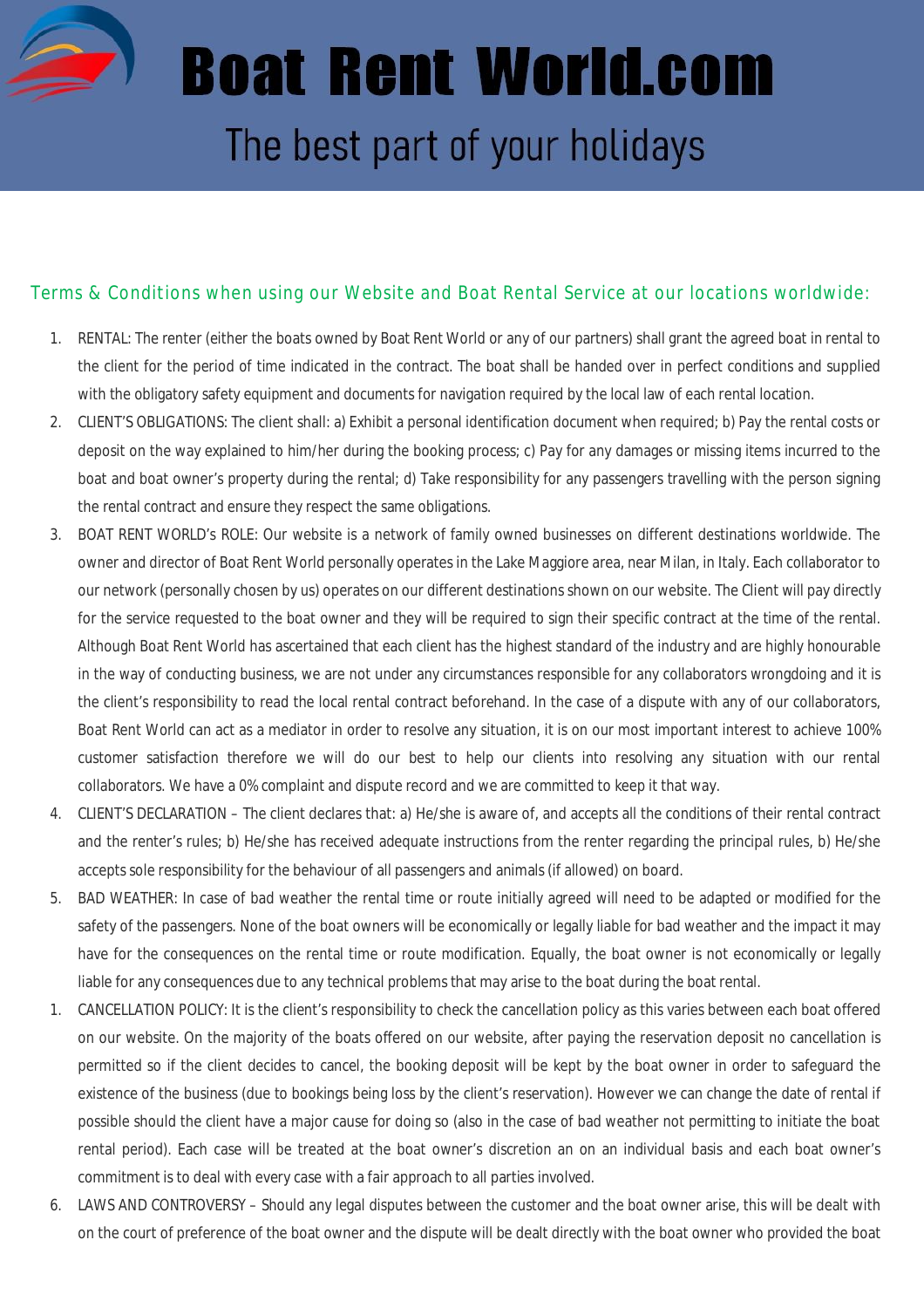# Boat Rent World.com

## The best part of your holidays

### Terms & Conditions when using our Website and Boat Rental Service at our locations worldwide:

1. RENTAL: The renter (either the boats owned by Boat Rent World or any of our partners) shall grant the agreed boat in rental to the client for the period of time indicated in the contract. The boat shall be handed over in perfect conditions and supplied with the obligatory safety equipment and documents for navigation required by the local law of each rental location.
2. CLIENT'S OBLIGATIONS: The client shall: a) Exhibit a personal identification document when required; b) Pay the rental costs or deposit on the way explained to him/her during the booking process; c) Pay for any damages or missing items incurred to the boat and boat owner's property during the rental; d) Take responsibility for any passengers travelling with the person signing the rental contract and ensure they respect the same obligations.
3. BOAT RENT WORLD's ROLE: Our website is a network of family owned businesses on different destinations worldwide. The owner and director of Boat Rent World personally operates in the Lake Maggiore area, near Milan, in Italy. Each collaborator to our network (personally chosen by us) operates on our different destinations shown on our website. The Client will pay directly for the service requested to the boat owner and they will be required to sign their specific contract at the time of the rental. Although Boat Rent World has ascertained that each client has the highest standard of the industry and are highly honourable in the way of conducting business, we are not under any circumstances responsible for any collaborators wrongdoing and it is the client's responsibility to read the local rental contract beforehand. In the case of a dispute with any of our collaborators, Boat Rent World can act as a mediator in order to resolve any situation, it is on our most important interest to achieve 100% customer satisfaction therefore we will do our best to help our clients into resolving any situation with our rental collaborators. We have a 0% complaint and dispute record and we are committed to keep it that way.
4. CLIENT'S DECLARATION – The client declares that: a) He/she is aware of, and accepts all the conditions of their rental contract and the renter's rules; b) He/she has received adequate instructions from the renter regarding the principal rules, b) He/she accepts sole responsibility for the behaviour of all passengers and animals (if allowed) on board.
5. BAD WEATHER: In case of bad weather the rental time or route initially agreed will need to be adapted or modified for the safety of the passengers. None of the boat owners will be economically or legally liable for bad weather and the impact it may have for the consequences on the rental time or route modification. Equally, the boat owner is not economically or legally liable for any consequences due to any technical problems that may arise to the boat during the boat rental.

1. CANCELLATION POLICY: It is the client's responsibility to check the cancellation policy as this varies between each boat offered on our website. On the majority of the boats offered on our website, after paying the reservation deposit no cancellation is permitted so if the client decides to cancel, the booking deposit will be kept by the boat owner in order to safeguard the existence of the business (due to bookings being loss by the client's reservation). However we can change the date of rental if possible should the client have a major cause for doing so (also in the case of bad weather not permitting to initiate the boat rental period). Each case will be treated at the boat owner's discretion an on an individual basis and each boat owner's commitment is to deal with every case with a fair approach to all parties involved.

6. LAWS AND CONTROVERSY – Should any legal disputes between the customer and the boat owner arise, this will be dealt with on the court of preference of the boat owner and the dispute will be dealt directly with the boat owner who provided the boat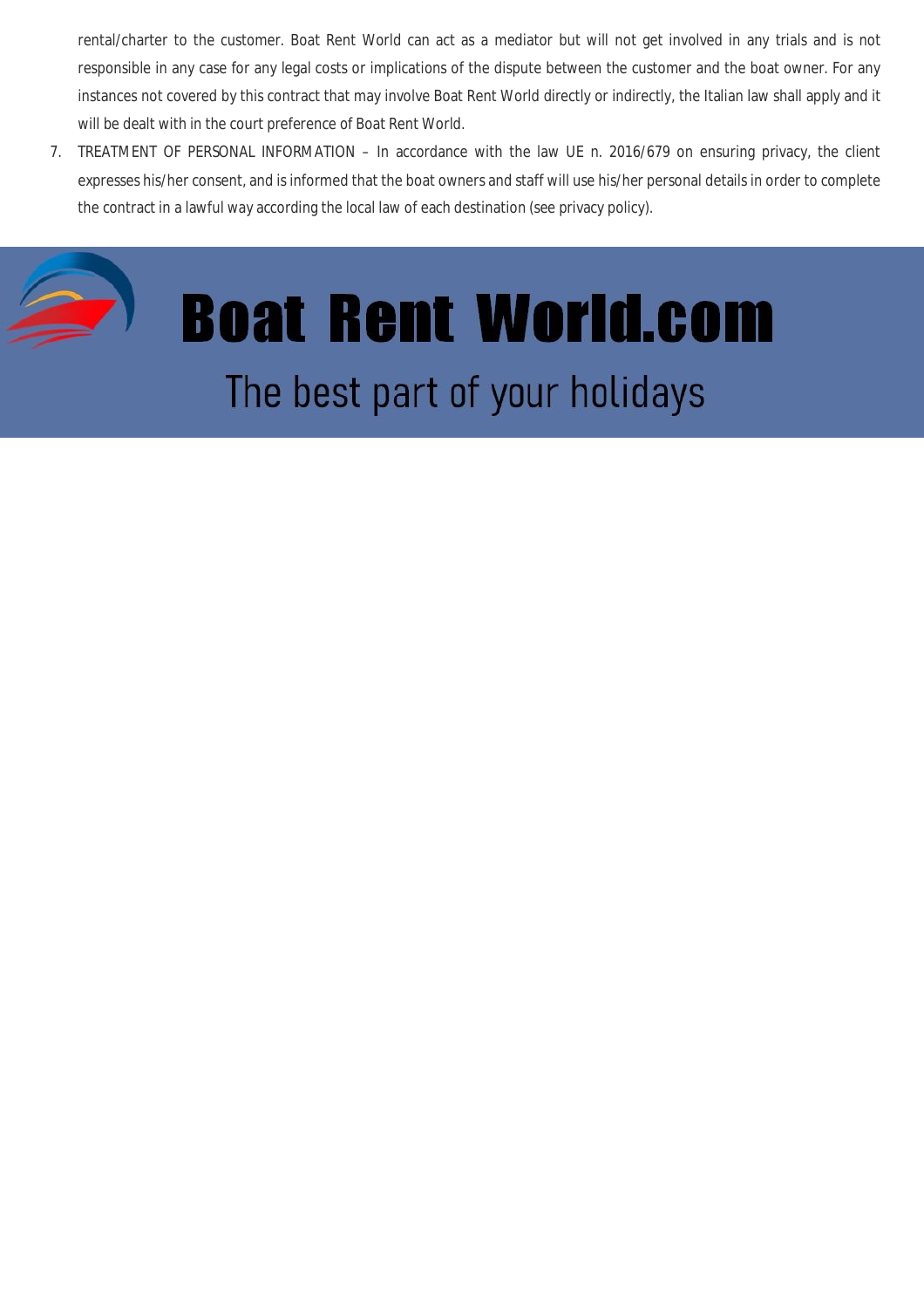rental/charter to the customer. Boat Rent World can act as a mediator but will not get involved in any trials and is not responsible in any case for any legal costs or implications of the dispute between the customer and the boat owner. For any instances not covered by this contract that may involve Boat Rent World directly or indirectly, the Italian law shall apply and it will be dealt with in the court preference of Boat Rent World.

7. TREATMENT OF PERSONAL INFORMATION – In accordance with the law UE n. 2016/679 on ensuring privacy, the client expresses his/her consent, and is informed that the boat owners and staff will use his/her personal details in order to complete the contract in a lawful way according the local law of each destination (see privacy policy).

# Boat Rent World.com

The best part of your holidays